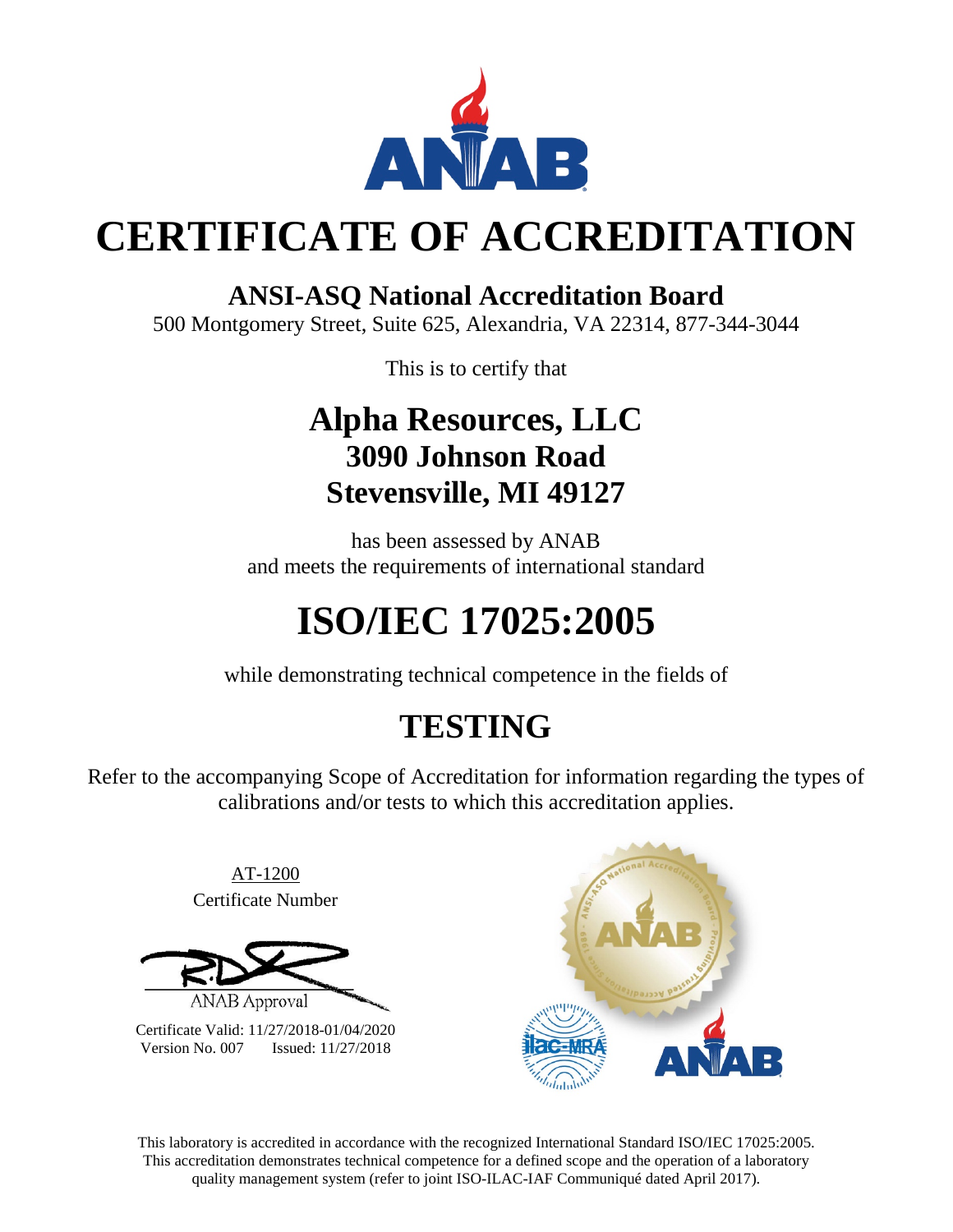# CERTIFICATE OF ACCREDITATION

## ANSI-ASQ National Accreditation Board

500 Montgomery Street, Suite 625, Alexandria, VA 22314, 877-344-3044

This is to certify that

## Alpha Resources, LLC
## 3090 Johnson Road
## Stevensville, MI 49127

has been assessed by ANAB
and meets the requirements of international standard

# ISO/IEC 17025:2005

while demonstrating technical competence in the fields of

# TESTING

Refer to the accompanying Scope of Accreditation for information regarding the types of calibrations and/or tests to which this accreditation applies.

AT-1200
Certificate Number

ANAB Approval

Certificate Valid: 11/27/2018-01/04/2020
Version No. 007 Issued: 11/27/2018

This laboratory is accredited in accordance with the recognized International Standard ISO/IEC 17025:2005. This accreditation demonstrates technical competence for a defined scope and the operation of a laboratory quality management system (refer to joint ISO-ILAC-IAF Communiqué dated April 2017).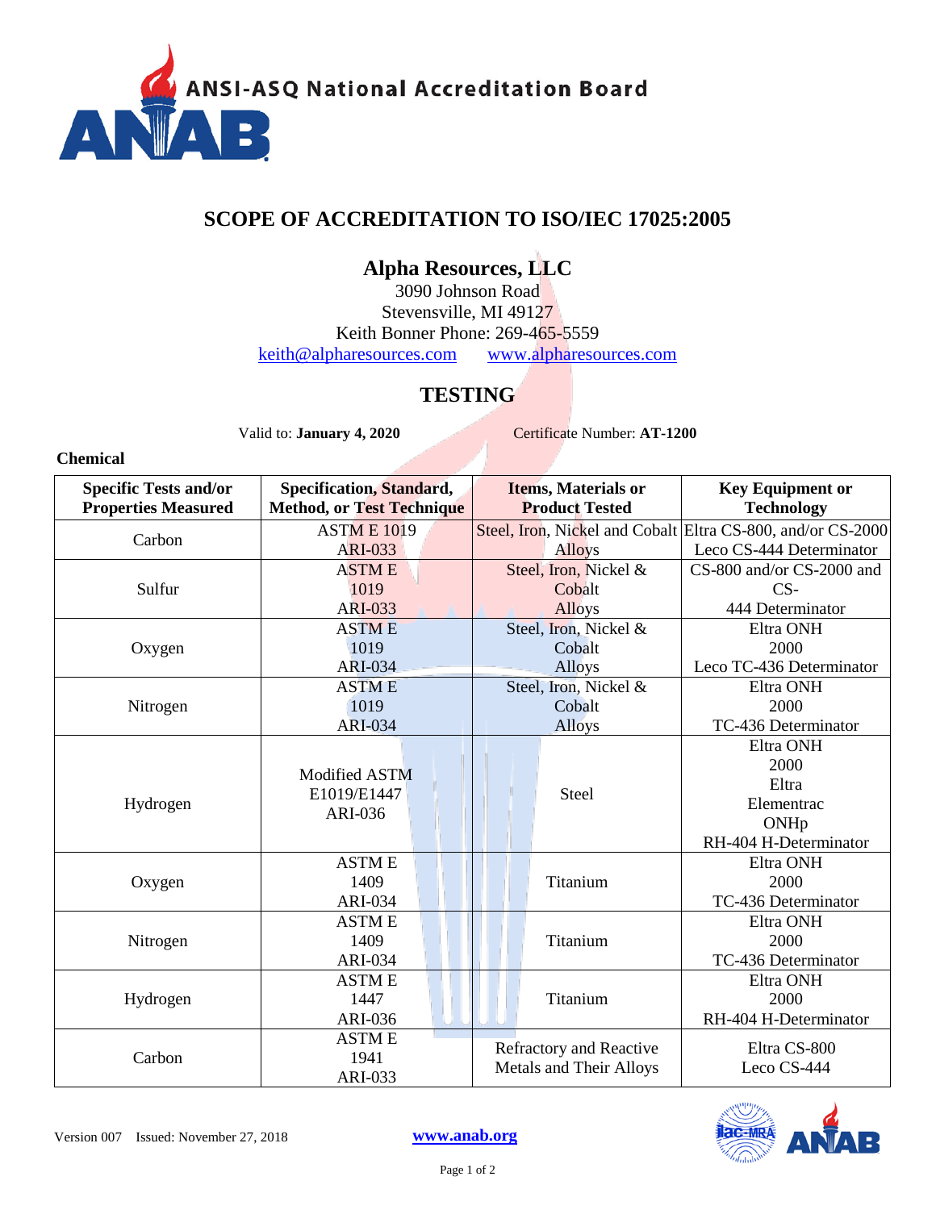# SCOPE OF ACCREDITATION TO ISO/IEC 17025:2005

## Alpha Resources, LLC

3090 Johnson Road
Stevensville, MI 49127
Keith Bonner Phone: 269-465-5559
keith@alpharesources.com www.alpharesources.com

## TESTING

Valid to: **January 4, 2020** Certificate Number: **AT-1200**

**Chemical**

| Specific Tests and/or Properties Measured | Specification, Standard, Method, or Test Technique | Items, Materials or Product Tested | Key Equipment or Technology |
|---|---|---|---|
| Carbon | ASTM E 1019 ARI-033 | Steel, Iron, Nickel and Cobalt Alloys | Eltra CS-800, and/or CS-2000 Leco CS-444 Determinator |
| Sulfur | ASTM E 1019 ARI-033 | Steel, Iron, Nickel & Cobalt Alloys | CS-800 and/or CS-2000 and CS-444 Determinator |
| Oxygen | ASTM E 1019 ARI-034 | Steel, Iron, Nickel & Cobalt Alloys | Eltra ONH 2000 Leco TC-436 Determinator |
| Nitrogen | ASTM E 1019 ARI-034 | Steel, Iron, Nickel & Cobalt Alloys | Eltra ONH 2000 TC-436 Determinator |
| Hydrogen | Modified ASTM E1019/E1447 ARI-036 | Steel | Eltra ONH 2000 Eltra Elementrac ONHp RH-404 H-Determinator |
| Oxygen | ASTM E 1409 ARI-034 | Titanium | Eltra ONH 2000 TC-436 Determinator |
| Nitrogen | ASTM E 1409 ARI-034 | Titanium | Eltra ONH 2000 TC-436 Determinator |
| Hydrogen | ASTM E 1447 ARI-036 | Titanium | Eltra ONH 2000 RH-404 H-Determinator |
| Carbon | ASTM E 1941 ARI-033 | Refractory and Reactive Metals and Their Alloys | Eltra CS-800 Leco CS-444 |

Version 007 Issued: November 27, 2018 www.anab.org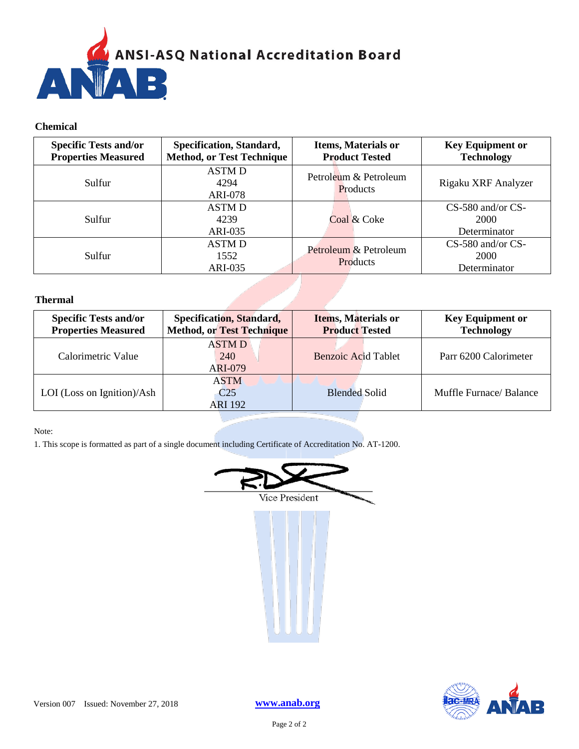## Chemical

| Specific Tests and/or Properties Measured | Specification, Standard, Method, or Test Technique | Items, Materials or Product Tested | Key Equipment or Technology |
|---|---|---|---|
| Sulfur | ASTM D 4294 ARI-078 | Petroleum & Petroleum Products | Rigaku XRF Analyzer |
| Sulfur | ASTM D 4239 ARI-035 | Coal & Coke | CS-580 and/or CS-2000 Determinator |
| Sulfur | ASTM D 1552 ARI-035 | Petroleum & Petroleum Products | CS-580 and/or CS-2000 Determinator |

## Thermal

| Specific Tests and/or Properties Measured | Specification, Standard, Method, or Test Technique | Items, Materials or Product Tested | Key Equipment or Technology |
|---|---|---|---|
| Calorimetric Value | ASTM D 240 ARI-079 | Benzoic Acid Tablet | Parr 6200 Calorimeter |
| LOI (Loss on Ignition)/Ash | ASTM C25 ARI 192 | Blended Solid | Muffle Furnace/ Balance |

Note:

1. This scope is formatted as part of a single document including Certificate of Accreditation No. AT-1200.

Vice President

Version 007 Issued: November 27, 2018

www.anab.org